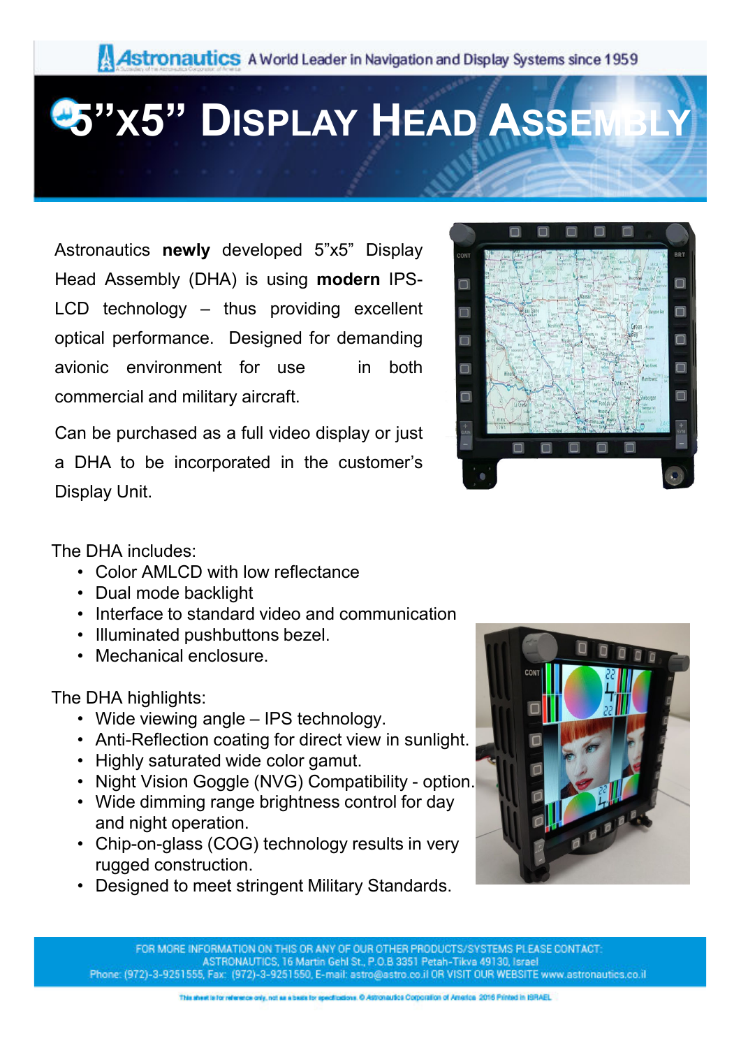Astronautics A World Leader in Navigation and Display Systems since 1959

# 5"x5" Display Head Assembly

Astronautics **newly** developed 5"x5" Display Head Assembly (DHA) is using **modern** IPS-LCD technology – thus providing excellent optical performance. Designed for demanding avionic environment for use in both commercial and military aircraft.

Can be purchased as a full video display or just a DHA to be incorporated in the customer's Display Unit.

The DHA includes:

- Color AMLCD with low reflectance
- Dual mode backlight
- Interface to standard video and communication
- Illuminated pushbuttons bezel.
- Mechanical enclosure.

The DHA highlights:

- Wide viewing angle – IPS technology.
- Anti-Reflection coating for direct view in sunlight.
- Highly saturated wide color gamut.
- Night Vision Goggle (NVG) Compatibility - option.
- Wide dimming range brightness control for day and night operation.
- Chip-on-glass (COG) technology results in very rugged construction.
- Designed to meet stringent Military Standards.

FOR MORE INFORMATION ON THIS OR ANY OF OUR OTHER PRODUCTS/SYSTEMS PLEASE CONTACT:
ASTRONAUTICS, 16 Martin Gehl St., P.O.B 3351 Petah-Tikva 49130, Israel
Phone: (972)-3-9251555, Fax: (972)-3-9251550, E-mail: astro@astro.co.il OR VISIT OUR WEBSITE www.astronautics.co.il

This sheet is for reference only, not as a basis for specifications. © Astronautics Corporation of America 2016 Printed in ISRAEL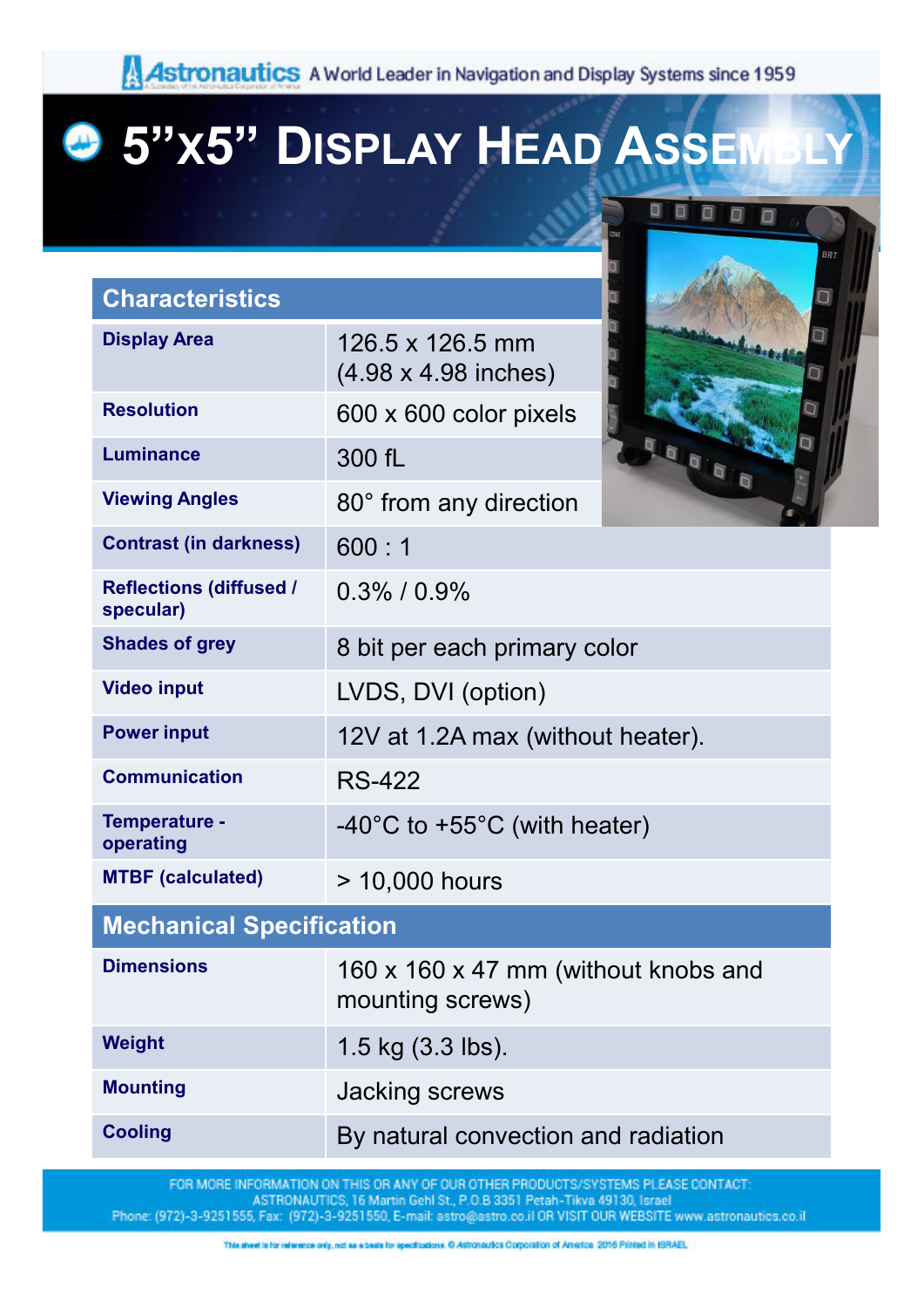# 5"x5" Display Head Assembly

| Characteristics | |
|---|---|
| Display Area | 126.5 x 126.5 mm (4.98 x 4.98 inches) |
| Resolution | 600 x 600 color pixels |
| Luminance | 300 fL |
| Viewing Angles | 80° from any direction |
| Contrast (in darkness) | 600 : 1 |
| Reflections (diffused / specular) | 0.3% / 0.9% |
| Shades of grey | 8 bit per each primary color |
| Video input | LVDS, DVI (option) |
| Power input | 12V at 1.2A max (without heater). |
| Communication | RS-422 |
| Temperature - operating | -40°C to +55°C (with heater) |
| MTBF (calculated) | > 10,000 hours |

| Mechanical Specification | |
|---|---|
| Dimensions | 160 x 160 x 47 mm (without knobs and mounting screws) |
| Weight | 1.5 kg (3.3 lbs). |
| Mounting | Jacking screws |
| Cooling | By natural convection and radiation |

FOR MORE INFORMATION ON THIS OR ANY OF OUR OTHER PRODUCTS/SYSTEMS PLEASE CONTACT:
ASTRONAUTICS, 16 Martin Gehl St., P.O.B 3351 Petah-Tikva 49130, Israel
Phone: (972)-3-9251555, Fax: (972)-3-9251550, E-mail: astro@astro.co.il OR VISIT OUR WEBSITE www.astronautics.co.il

This sheet is for reference only, not as a basis for specifications © Astronautics Corporation of America 2016 Printed in ISRAEL